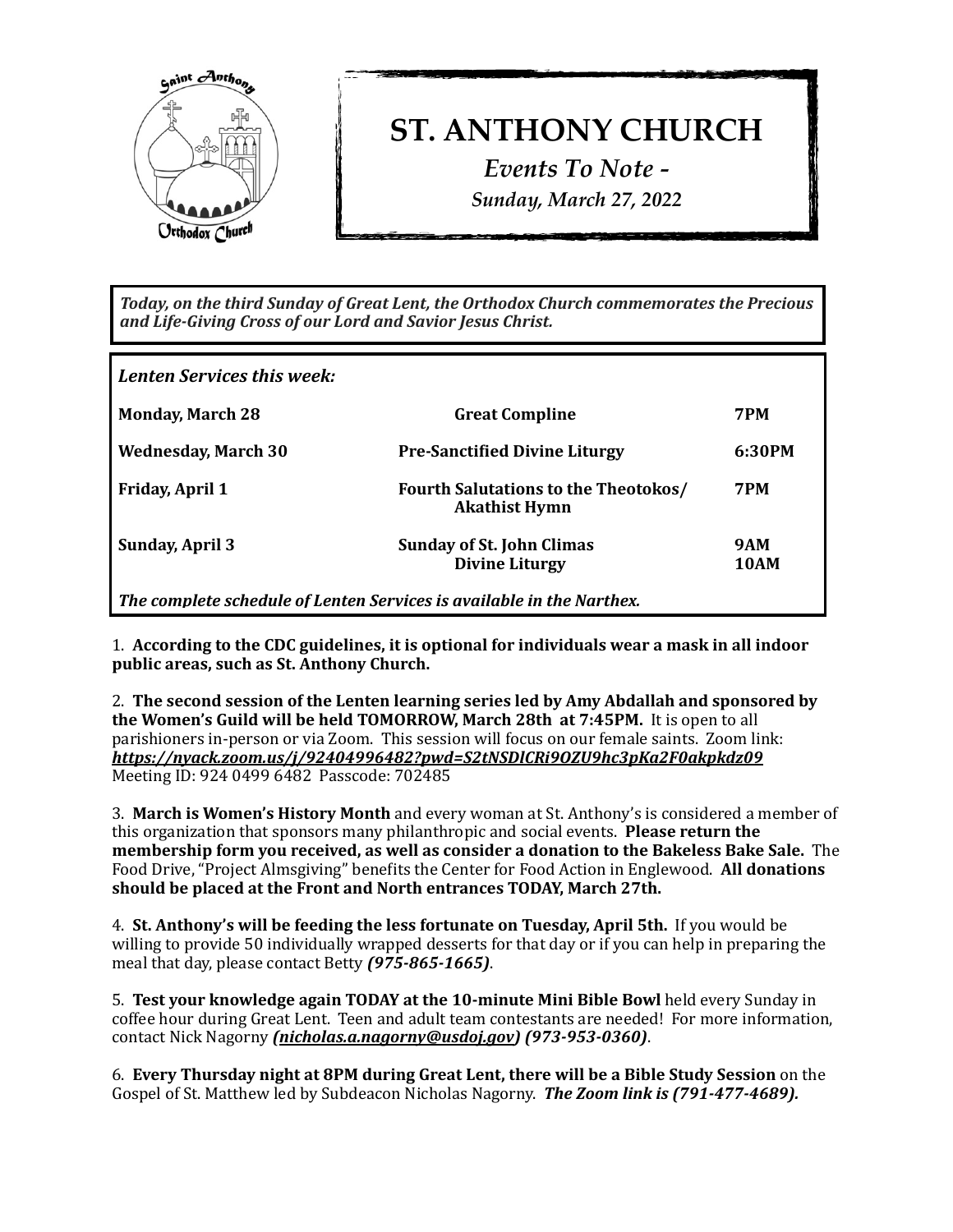# ST. ANTHONY CHURCH

*Events To Note -*

*Sunday, March 27, 2022*

***Today, on the third Sunday of Great Lent, the Orthodox Church commemorates the Precious and Life-Giving Cross of our Lord and Savior Jesus Christ.***

***Lenten Services this week:***

| | | |
|---|---|---|
| **Monday, March 28** | **Great Compline** | **7PM** |
| **Wednesday, March 30** | **Pre-Sanctified Divine Liturgy** | **6:30PM** |
| **Friday, April 1** | **Fourth Salutations to the Theotokos/ Akathist Hymn** | **7PM** |
| **Sunday, April 3** | **Sunday of St. John Climas** | **9AM** |
| | **Divine Liturgy** | **10AM** |

***The complete schedule of Lenten Services is available in the Narthex.***

1. **According to the CDC guidelines, it is optional for individuals wear a mask in all indoor public areas, such as St. Anthony Church.**

2. **The second session of the Lenten learning series led by Amy Abdallah and sponsored by the Women's Guild will be held TOMORROW, March 28th at 7:45PM.** It is open to all parishioners in-person or via Zoom. This session will focus on our female saints. Zoom link: ***https://nyack.zoom.us/j/92404996482?pwd=S2tNSDlCRi9OZU9hc3pKa2F0akpkdz09***
Meeting ID: 924 0499 6482 Passcode: 702485

3. **March is Women's History Month** and every woman at St. Anthony's is considered a member of this organization that sponsors many philanthropic and social events. **Please return the membership form you received, as well as consider a donation to the Bakeless Bake Sale.** The Food Drive, "Project Almsgiving" benefits the Center for Food Action in Englewood. **All donations should be placed at the Front and North entrances TODAY, March 27th.**

4. **St. Anthony's will be feeding the less fortunate on Tuesday, April 5th.** If you would be willing to provide 50 individually wrapped desserts for that day or if you can help in preparing the meal that day, please contact Betty ***(975-865-1665)***.

5. **Test your knowledge again TODAY at the 10-minute Mini Bible Bowl** held every Sunday in coffee hour during Great Lent. Teen and adult team contestants are needed! For more information, contact Nick Nagorny ***(nicholas.a.nagorny@usdoj.gov) (973-953-0360)***.

6. **Every Thursday night at 8PM during Great Lent, there will be a Bible Study Session** on the Gospel of St. Matthew led by Subdeacon Nicholas Nagorny. ***The Zoom link is (791-477-4689).***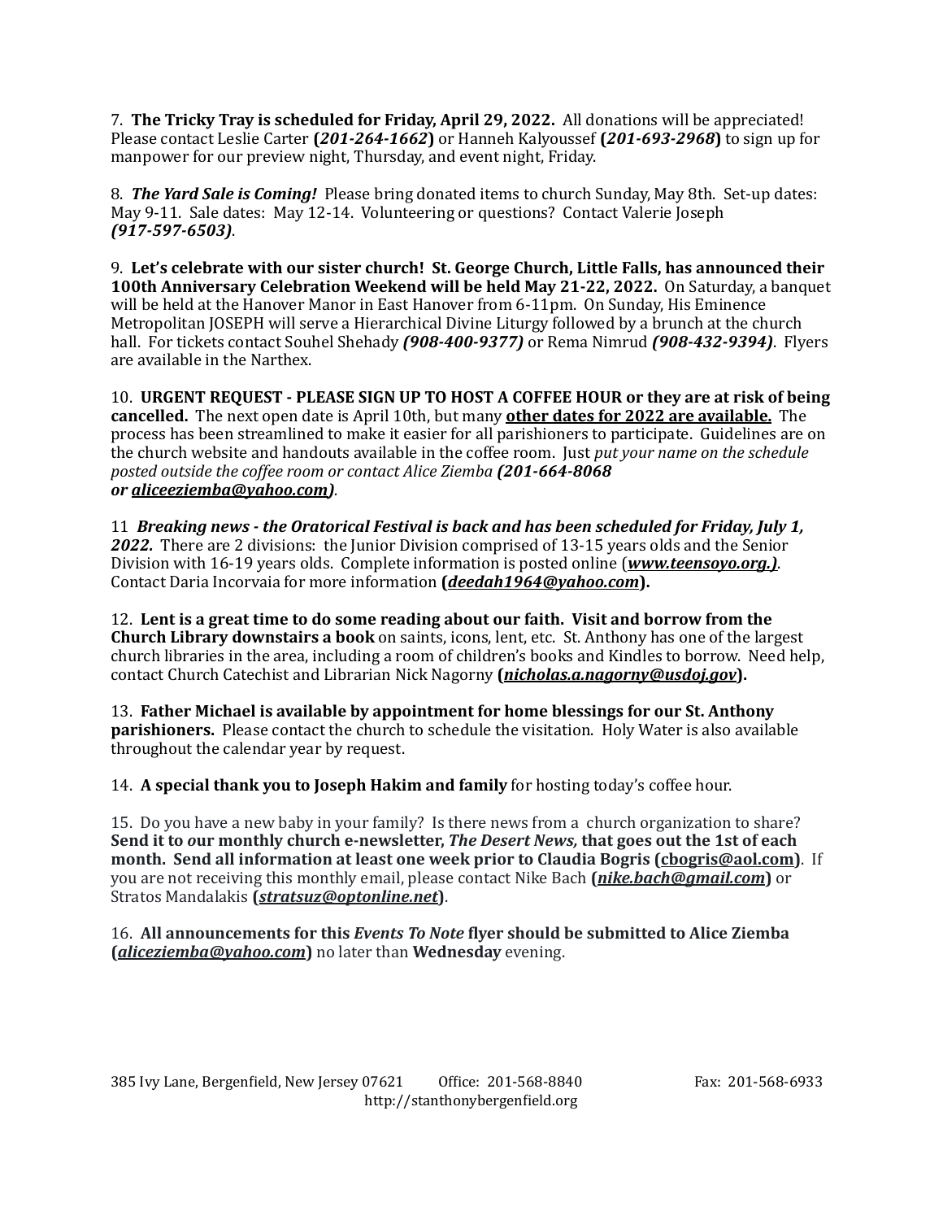7. **The Tricky Tray is scheduled for Friday, April 29, 2022.** All donations will be appreciated! Please contact Leslie Carter **(*201-264-1662*)** or Hanneh Kalyoussef **(*201-693-2968*)** to sign up for manpower for our preview night, Thursday, and event night, Friday.

8. ***The Yard Sale is Coming!*** Please bring donated items to church Sunday, May 8th. Set-up dates: May 9-11. Sale dates: May 12-14. Volunteering or questions? Contact Valerie Joseph ***(917-597-6503)***.

9. **Let's celebrate with our sister church! St. George Church, Little Falls, has announced their 100th Anniversary Celebration Weekend will be held May 21-22, 2022.** On Saturday, a banquet will be held at the Hanover Manor in East Hanover from 6-11pm. On Sunday, His Eminence Metropolitan JOSEPH will serve a Hierarchical Divine Liturgy followed by a brunch at the church hall. For tickets contact Souhel Shehady ***(908-400-9377)*** or Rema Nimrud ***(908-432-9394)***. Flyers are available in the Narthex.

10. **URGENT REQUEST - PLEASE SIGN UP TO HOST A COFFEE HOUR or they are at risk of being cancelled.** The next open date is April 10th, but many **<u>other dates for 2022 are available.</u>** The process has been streamlined to make it easier for all parishioners to participate. Guidelines are on the church website and handouts available in the coffee room. Just *put your name on the schedule posted outside the coffee room or contact Alice Ziemba* ***(201-664-8068 or <u>aliceeziemba@yahoo.com</u>)***.

11 ***Breaking news - the Oratorical Festival is back and has been scheduled for Friday, July 1, 2022.*** There are 2 divisions: the Junior Division comprised of 13-15 years olds and the Senior Division with 16-19 years olds. Complete information is posted online (***<u>www.teensoyo.org.)</u>***. Contact Daria Incorvaia for more information **(*<u>deedah1964@yahoo.com</u>*).**

12. **Lent is a great time to do some reading about our faith. Visit and borrow from the Church Library downstairs a book** on saints, icons, lent, etc. St. Anthony has one of the largest church libraries in the area, including a room of children's books and Kindles to borrow. Need help, contact Church Catechist and Librarian Nick Nagorny **(*<u>nicholas.a.nagorny@usdoj.gov</u>*).**

13. **Father Michael is available by appointment for home blessings for our St. Anthony parishioners.** Please contact the church to schedule the visitation. Holy Water is also available throughout the calendar year by request.

14. **A special thank you to Joseph Hakim and family** for hosting today's coffee hour.

15. Do you have a new baby in your family? Is there news from a church organization to share? **Send it to our monthly church e-newsletter, *The Desert News,* that goes out the 1st of each month. Send all information at least one week prior to Claudia Bogris (<u>cbogris@aol.com</u>)**. If you are not receiving this monthly email, please contact Nike Bach **(*<u>nike.bach@gmail.com</u>*)** or Stratos Mandalakis **(*<u>stratsuz@optonline.net</u>*)**.

16. **All announcements for this *Events To Note* flyer should be submitted to Alice Ziemba (*<u>aliceziemba@yahoo.com</u>*)** no later than **Wednesday** evening.

385 Ivy Lane, Bergenfield, New Jersey 07621 Office: 201-568-8840 Fax: 201-568-6933
http://stanthonybergenfield.org